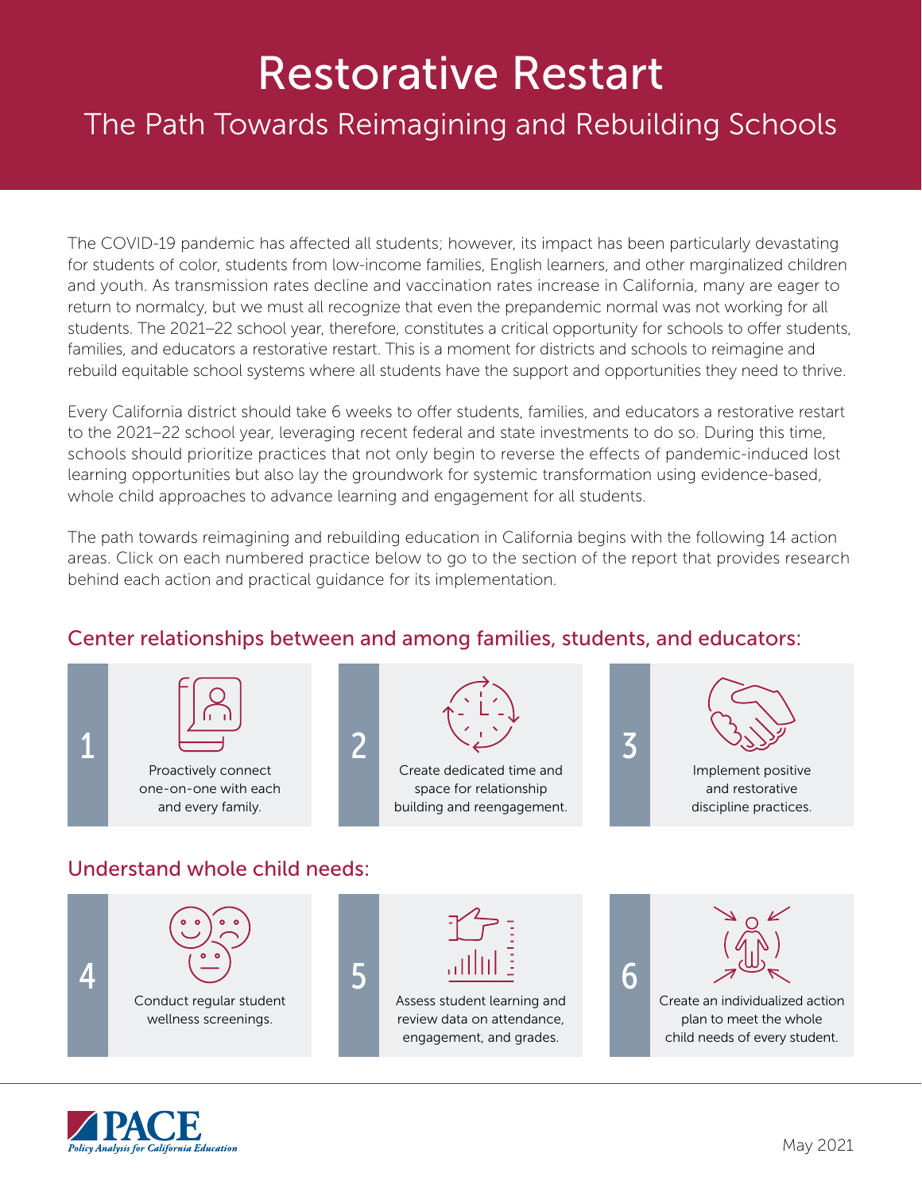# Restorative Restart

## The Path Towards Reimagining and Rebuilding Schools

The COVID-19 pandemic has affected all students; however, its impact has been particularly devastating for students of color, students from low-income families, English learners, and other marginalized children and youth. As transmission rates decline and vaccination rates increase in California, many are eager to return to normalcy, but we must all recognize that even the prepandemic normal was not working for all students. The 2021–22 school year, therefore, constitutes a critical opportunity for schools to offer students, families, and educators a restorative restart. This is a moment for districts and schools to reimagine and rebuild equitable school systems where all students have the support and opportunities they need to thrive.

Every California district should take 6 weeks to offer students, families, and educators a restorative restart to the 2021–22 school year, leveraging recent federal and state investments to do so. During this time, schools should prioritize practices that not only begin to reverse the effects of pandemic-induced lost learning opportunities but also lay the groundwork for systemic transformation using evidence-based, whole child approaches to advance learning and engagement for all students.

The path towards reimagining and rebuilding education in California begins with the following 14 action areas. Click on each numbered practice below to go to the section of the report that provides research behind each action and practical guidance for its implementation.

### Center relationships between and among families, students, and educators:

1. Proactively connect one-on-one with each and every family.
2. Create dedicated time and space for relationship building and reengagement.
3. Implement positive and restorative discipline practices.

### Understand whole child needs:

4. Conduct regular student wellness screenings.
5. Assess student learning and review data on attendance, engagement, and grades.
6. Create an individualized action plan to meet the whole child needs of every student.

PACE
Policy Analysis for California Education

May 2021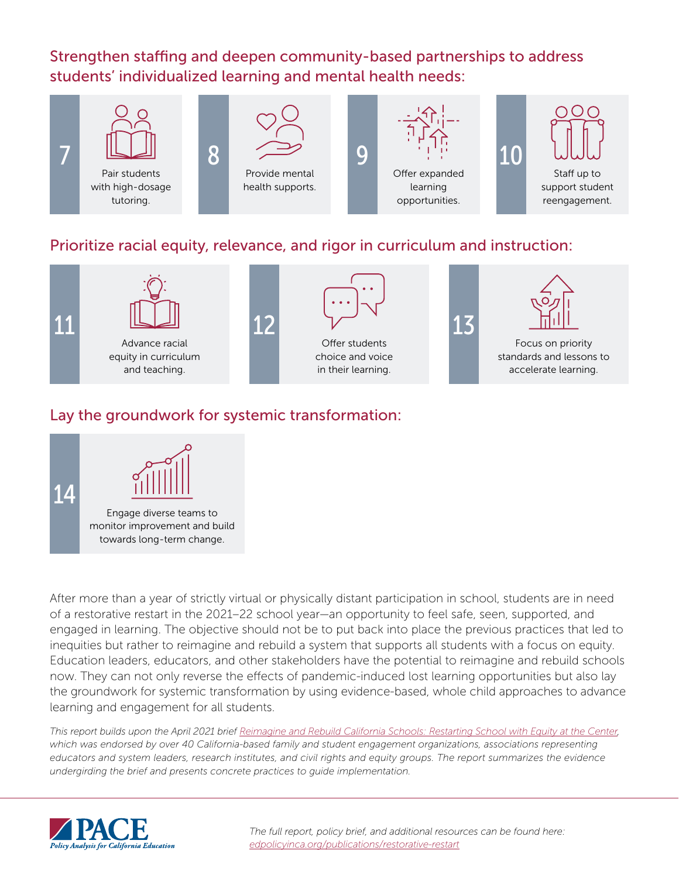## Strengthen staffing and deepen community-based partnerships to address students' individualized learning and mental health needs:

7. Pair students with high-dosage tutoring.
8. Provide mental health supports.
9. Offer expanded learning opportunities.
10. Staff up to support student reengagement.

## Prioritize racial equity, relevance, and rigor in curriculum and instruction:

11. Advance racial equity in curriculum and teaching.
12. Offer students choice and voice in their learning.
13. Focus on priority standards and lessons to accelerate learning.

## Lay the groundwork for systemic transformation:

14. Engage diverse teams to monitor improvement and build towards long-term change.

After more than a year of strictly virtual or physically distant participation in school, students are in need of a restorative restart in the 2021–22 school year—an opportunity to feel safe, seen, supported, and engaged in learning. The objective should not be to put back into place the previous practices that led to inequities but rather to reimagine and rebuild a system that supports all students with a focus on equity. Education leaders, educators, and other stakeholders have the potential to reimagine and rebuild schools now. They can not only reverse the effects of pandemic-induced lost learning opportunities but also lay the groundwork for systemic transformation by using evidence-based, whole child approaches to advance learning and engagement for all students.

*This report builds upon the April 2021 brief [Reimagine and Rebuild California Schools: Restarting School with Equity at the Center](), which was endorsed by over 40 California-based family and student engagement organizations, associations representing educators and system leaders, research institutes, and civil rights and equity groups. The report summarizes the evidence undergirding the brief and presents concrete practices to guide implementation.*

PACE
Policy Analysis for California Education

*The full report, policy brief, and additional resources can be found here: [edpolicyinca.org/publications/restorative-restart]()*